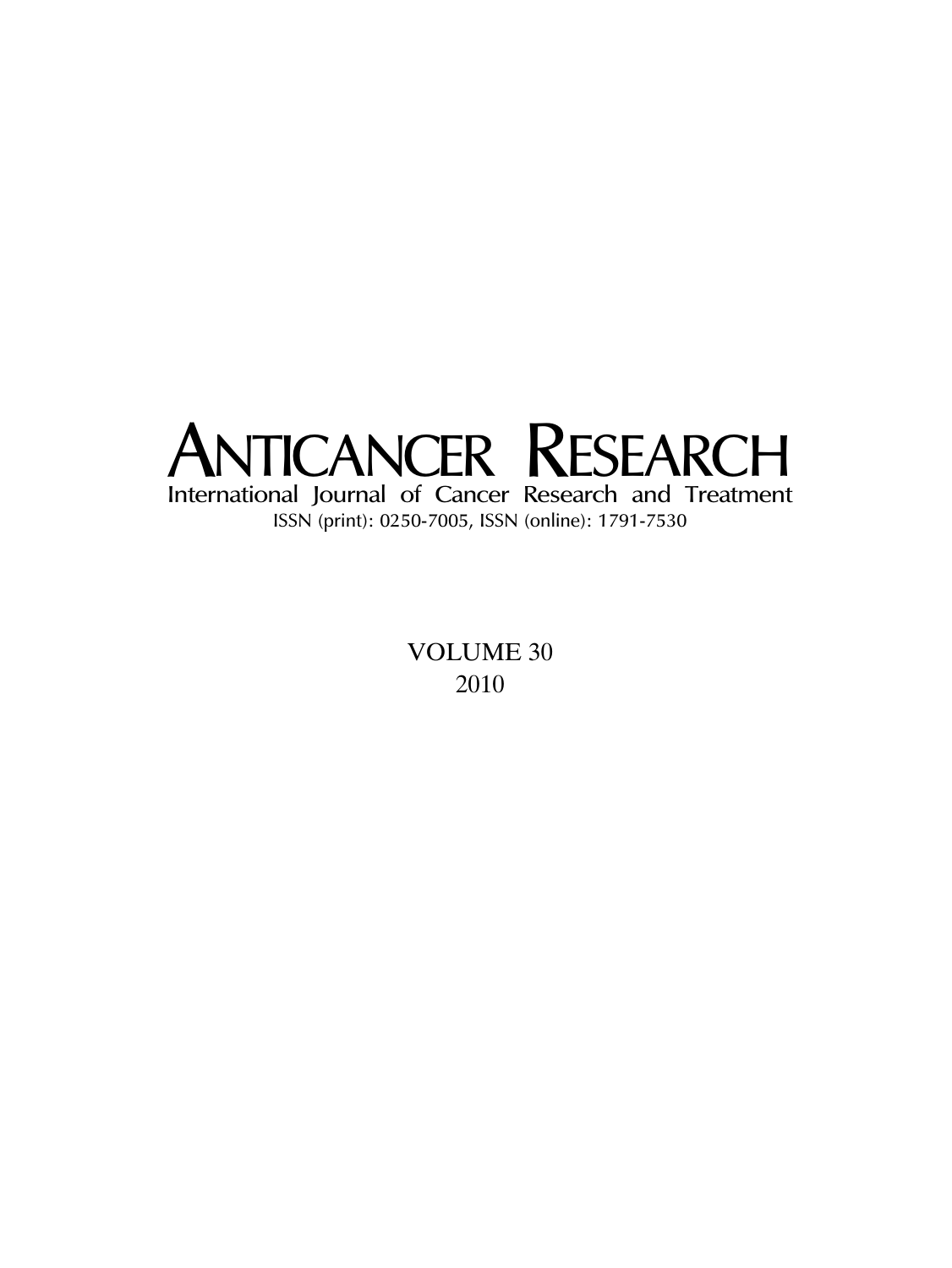# ANTICANCER RESEARCH

International Journal of Cancer Research and Treatment

ISSN (print): 0250-7005, ISSN (online): 1791-7530

VOLUME 30

2010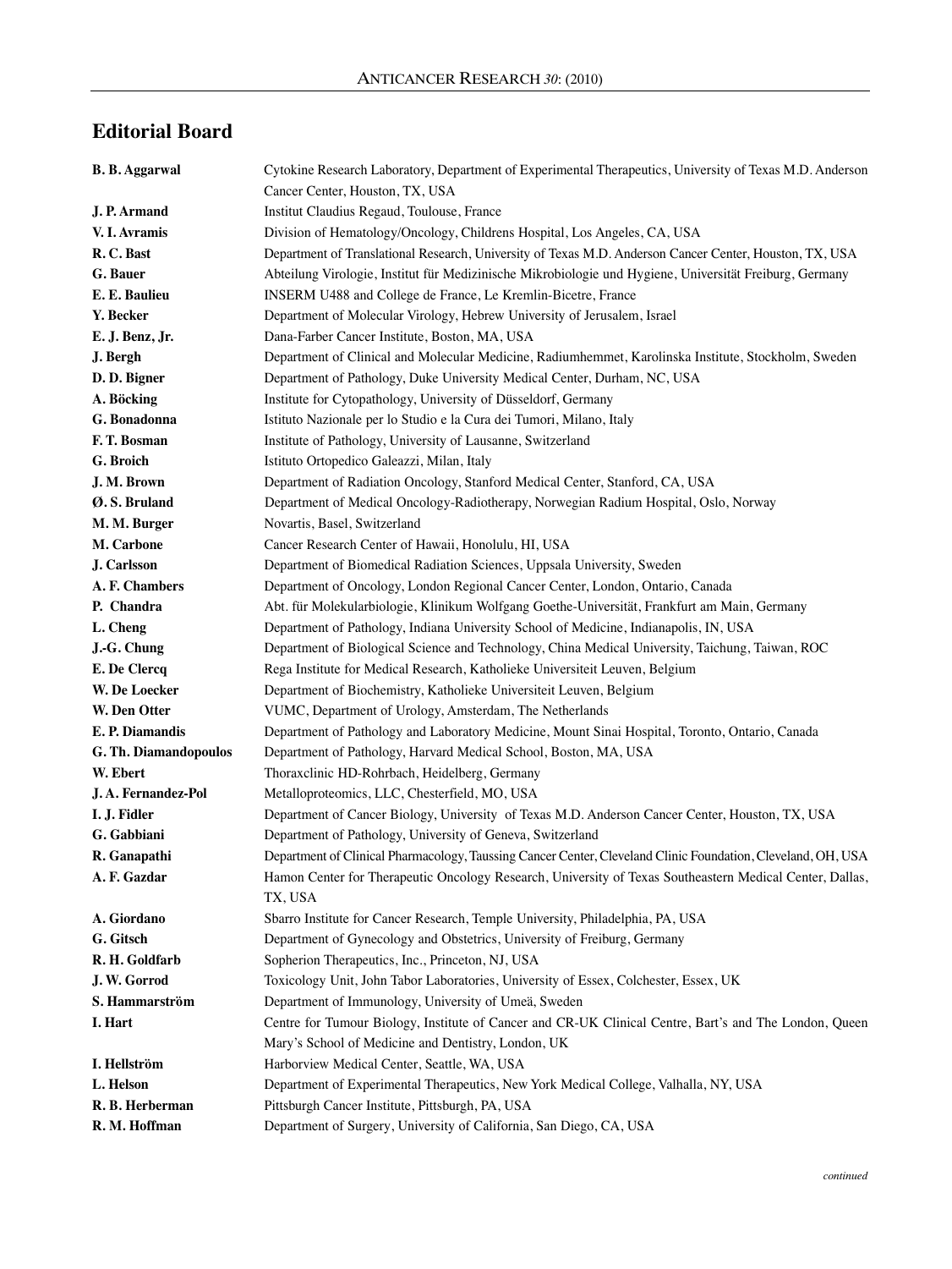## Editorial Board

| | |
|---|---|
| **B. B. Aggarwal** | Cytokine Research Laboratory, Department of Experimental Therapeutics, University of Texas M.D. Anderson Cancer Center, Houston, TX, USA |
| **J. P. Armand** | Institut Claudius Regaud, Toulouse, France |
| **V. I. Avramis** | Division of Hematology/Oncology, Childrens Hospital, Los Angeles, CA, USA |
| **R. C. Bast** | Department of Translational Research, University of Texas M.D. Anderson Cancer Center, Houston, TX, USA |
| **G. Bauer** | Abteilung Virologie, Institut für Medizinische Mikrobiologie und Hygiene, Universität Freiburg, Germany |
| **E. E. Baulieu** | INSERM U488 and College de France, Le Kremlin-Bicetre, France |
| **Y. Becker** | Department of Molecular Virology, Hebrew University of Jerusalem, Israel |
| **E. J. Benz, Jr.** | Dana-Farber Cancer Institute, Boston, MA, USA |
| **J. Bergh** | Department of Clinical and Molecular Medicine, Radiumhemmet, Karolinska Institute, Stockholm, Sweden |
| **D. D. Bigner** | Department of Pathology, Duke University Medical Center, Durham, NC, USA |
| **A. Böcking** | Institute for Cytopathology, University of Düsseldorf, Germany |
| **G. Bonadonna** | Istituto Nazionale per lo Studio e la Cura dei Tumori, Milano, Italy |
| **F. T. Bosman** | Institute of Pathology, University of Lausanne, Switzerland |
| **G. Broich** | Istituto Ortopedico Galeazzi, Milan, Italy |
| **J. M. Brown** | Department of Radiation Oncology, Stanford Medical Center, Stanford, CA, USA |
| **Ø. S. Bruland** | Department of Medical Oncology-Radiotherapy, Norwegian Radium Hospital, Oslo, Norway |
| **M. M. Burger** | Novartis, Basel, Switzerland |
| **M. Carbone** | Cancer Research Center of Hawaii, Honolulu, HI, USA |
| **J. Carlsson** | Department of Biomedical Radiation Sciences, Uppsala University, Sweden |
| **A. F. Chambers** | Department of Oncology, London Regional Cancer Center, London, Ontario, Canada |
| **P. Chandra** | Abt. für Molekularbiologie, Klinikum Wolfgang Goethe-Universität, Frankfurt am Main, Germany |
| **L. Cheng** | Department of Pathology, Indiana University School of Medicine, Indianapolis, IN, USA |
| **J.-G. Chung** | Department of Biological Science and Technology, China Medical University, Taichung, Taiwan, ROC |
| **E. De Clercq** | Rega Institute for Medical Research, Katholieke Universiteit Leuven, Belgium |
| **W. De Loecker** | Department of Biochemistry, Katholieke Universiteit Leuven, Belgium |
| **W. Den Otter** | VUMC, Department of Urology, Amsterdam, The Netherlands |
| **E. P. Diamandis** | Department of Pathology and Laboratory Medicine, Mount Sinai Hospital, Toronto, Ontario, Canada |
| **G. Th. Diamandopoulos** | Department of Pathology, Harvard Medical School, Boston, MA, USA |
| **W. Ebert** | Thoraxclinic HD-Rohrbach, Heidelberg, Germany |
| **J. A. Fernandez-Pol** | Metalloproteomics, LLC, Chesterfield, MO, USA |
| **I. J. Fidler** | Department of Cancer Biology, University of Texas M.D. Anderson Cancer Center, Houston, TX, USA |
| **G. Gabbiani** | Department of Pathology, University of Geneva, Switzerland |
| **R. Ganapathi** | Department of Clinical Pharmacology, Taussing Cancer Center, Cleveland Clinic Foundation, Cleveland, OH, USA |
| **A. F. Gazdar** | Hamon Center for Therapeutic Oncology Research, University of Texas Southeastern Medical Center, Dallas, TX, USA |
| **A. Giordano** | Sbarro Institute for Cancer Research, Temple University, Philadelphia, PA, USA |
| **G. Gitsch** | Department of Gynecology and Obstetrics, University of Freiburg, Germany |
| **R. H. Goldfarb** | Sopherion Therapeutics, Inc., Princeton, NJ, USA |
| **J. W. Gorrod** | Toxicology Unit, John Tabor Laboratories, University of Essex, Colchester, Essex, UK |
| **S. Hammarström** | Department of Immunology, University of Umeä, Sweden |
| **I. Hart** | Centre for Tumour Biology, Institute of Cancer and CR-UK Clinical Centre, Bart's and The London, Queen Mary's School of Medicine and Dentistry, London, UK |
| **I. Hellström** | Harborview Medical Center, Seattle, WA, USA |
| **L. Helson** | Department of Experimental Therapeutics, New York Medical College, Valhalla, NY, USA |
| **R. B. Herberman** | Pittsburgh Cancer Institute, Pittsburgh, PA, USA |
| **R. M. Hoffman** | Department of Surgery, University of California, San Diego, CA, USA |

*continued*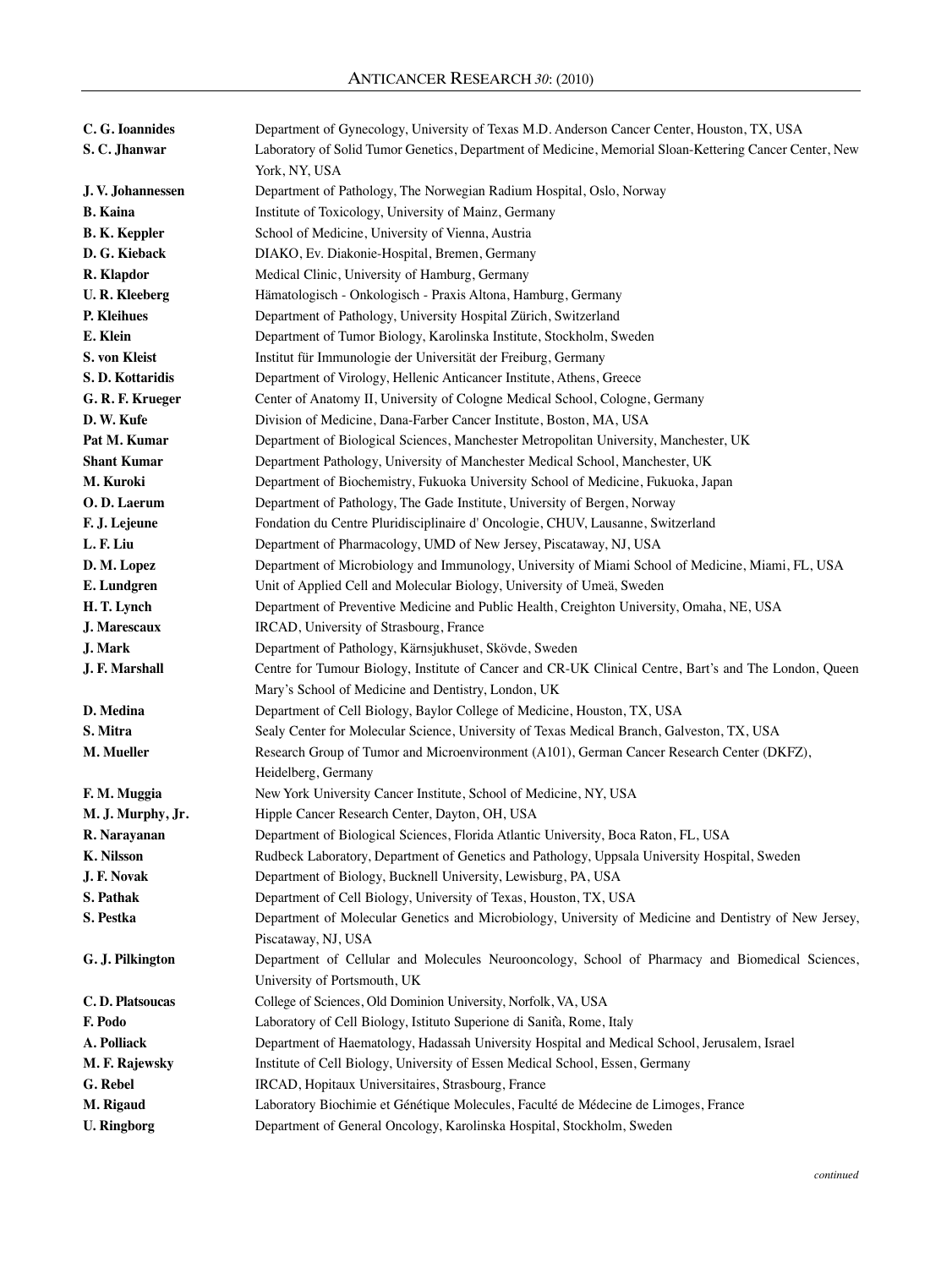| | |
|---|---|
| **C. G. Ioannides** | Department of Gynecology, University of Texas M.D. Anderson Cancer Center, Houston, TX, USA |
| **S. C. Jhanwar** | Laboratory of Solid Tumor Genetics, Department of Medicine, Memorial Sloan-Kettering Cancer Center, New York, NY, USA |
| **J. V. Johannessen** | Department of Pathology, The Norwegian Radium Hospital, Oslo, Norway |
| **B. Kaina** | Institute of Toxicology, University of Mainz, Germany |
| **B. K. Keppler** | School of Medicine, University of Vienna, Austria |
| **D. G. Kieback** | DIAKO, Ev. Diakonie-Hospital, Bremen, Germany |
| **R. Klapdor** | Medical Clinic, University of Hamburg, Germany |
| **U. R. Kleeberg** | Hämatologisch - Onkologisch - Praxis Altona, Hamburg, Germany |
| **P. Kleihues** | Department of Pathology, University Hospital Zürich, Switzerland |
| **E. Klein** | Department of Tumor Biology, Karolinska Institute, Stockholm, Sweden |
| **S. von Kleist** | Institut für Immunologie der Universität der Freiburg, Germany |
| **S. D. Kottaridis** | Department of Virology, Hellenic Anticancer Institute, Athens, Greece |
| **G. R. F. Krueger** | Center of Anatomy II, University of Cologne Medical School, Cologne, Germany |
| **D. W. Kufe** | Division of Medicine, Dana-Farber Cancer Institute, Boston, MA, USA |
| **Pat M. Kumar** | Department of Biological Sciences, Manchester Metropolitan University, Manchester, UK |
| **Shant Kumar** | Department Pathology, University of Manchester Medical School, Manchester, UK |
| **M. Kuroki** | Department of Biochemistry, Fukuoka University School of Medicine, Fukuoka, Japan |
| **O. D. Laerum** | Department of Pathology, The Gade Institute, University of Bergen, Norway |
| **F. J. Lejeune** | Fondation du Centre Pluridisciplinaire d' Oncologie, CHUV, Lausanne, Switzerland |
| **L. F. Liu** | Department of Pharmacology, UMD of New Jersey, Piscataway, NJ, USA |
| **D. M. Lopez** | Department of Microbiology and Immunology, University of Miami School of Medicine, Miami, FL, USA |
| **E. Lundgren** | Unit of Applied Cell and Molecular Biology, University of Umeä, Sweden |
| **H. T. Lynch** | Department of Preventive Medicine and Public Health, Creighton University, Omaha, NE, USA |
| **J. Marescaux** | IRCAD, University of Strasbourg, France |
| **J. Mark** | Department of Pathology, Kärnsjukhuset, Skövde, Sweden |
| **J. F. Marshall** | Centre for Tumour Biology, Institute of Cancer and CR-UK Clinical Centre, Bart's and The London, Queen Mary's School of Medicine and Dentistry, London, UK |
| **D. Medina** | Department of Cell Biology, Baylor College of Medicine, Houston, TX, USA |
| **S. Mitra** | Sealy Center for Molecular Science, University of Texas Medical Branch, Galveston, TX, USA |
| **M. Mueller** | Research Group of Tumor and Microenvironment (A101), German Cancer Research Center (DKFZ), Heidelberg, Germany |
| **F. M. Muggia** | New York University Cancer Institute, School of Medicine, NY, USA |
| **M. J. Murphy, Jr.** | Hipple Cancer Research Center, Dayton, OH, USA |
| **R. Narayanan** | Department of Biological Sciences, Florida Atlantic University, Boca Raton, FL, USA |
| **K. Nilsson** | Rudbeck Laboratory, Department of Genetics and Pathology, Uppsala University Hospital, Sweden |
| **J. F. Novak** | Department of Biology, Bucknell University, Lewisburg, PA, USA |
| **S. Pathak** | Department of Cell Biology, University of Texas, Houston, TX, USA |
| **S. Pestka** | Department of Molecular Genetics and Microbiology, University of Medicine and Dentistry of New Jersey, Piscataway, NJ, USA |
| **G. J. Pilkington** | Department of Cellular and Molecules Neurooncology, School of Pharmacy and Biomedical Sciences, University of Portsmouth, UK |
| **C. D. Platsoucas** | College of Sciences, Old Dominion University, Norfolk, VA, USA |
| **F. Podo** | Laboratory of Cell Biology, Istituto Superione di Sanita, Rome, Italy |
| **A. Polliack** | Department of Haematology, Hadassah University Hospital and Medical School, Jerusalem, Israel |
| **M. F. Rajewsky** | Institute of Cell Biology, University of Essen Medical School, Essen, Germany |
| **G. Rebel** | IRCAD, Hopitaux Universitaires, Strasbourg, France |
| **M. Rigaud** | Laboratory Biochimie et Génétique Molecules, Faculté de Médecine de Limoges, France |
| **U. Ringborg** | Department of General Oncology, Karolinska Hospital, Stockholm, Sweden |

*continued*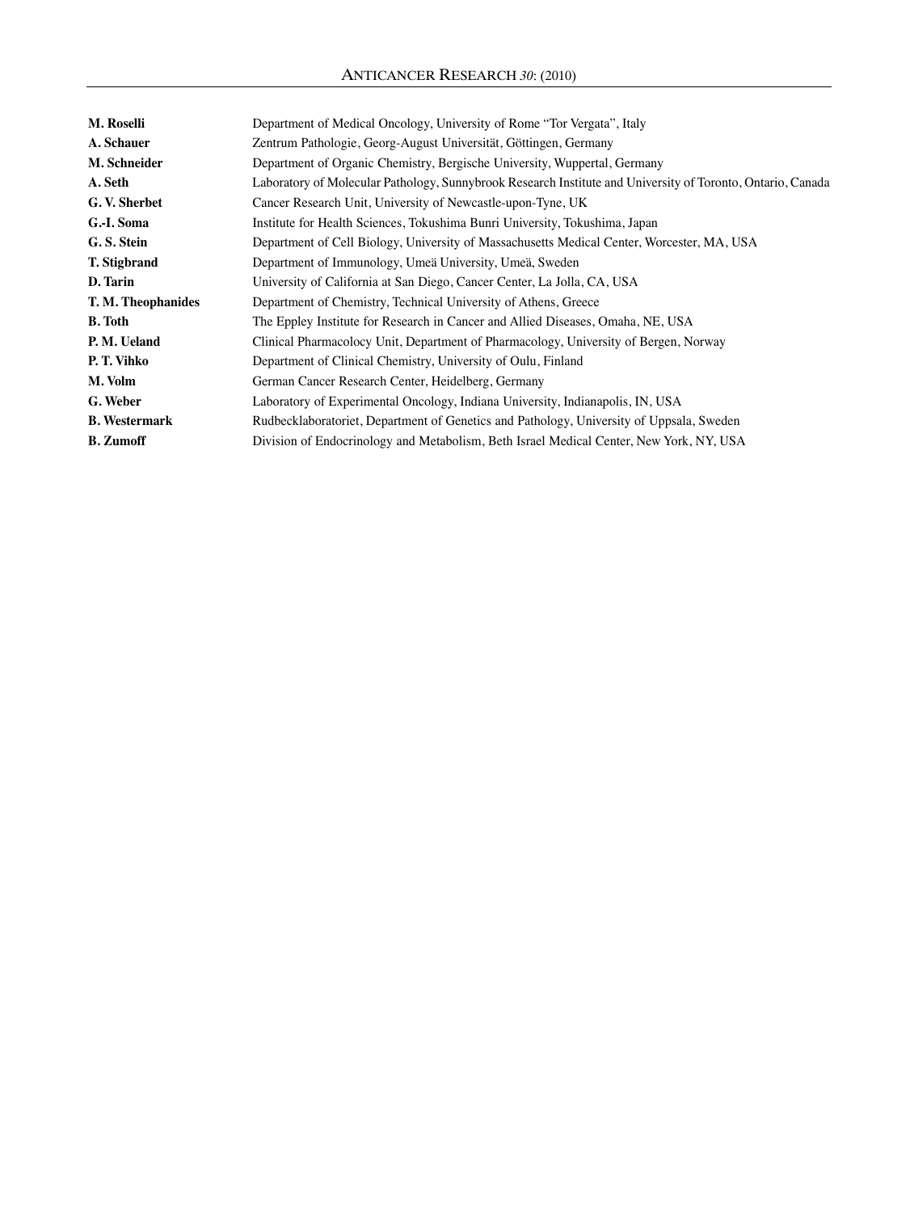| | |
|---|---|
| **M. Roselli** | Department of Medical Oncology, University of Rome “Tor Vergata”, Italy |
| **A. Schauer** | Zentrum Pathologie, Georg-August Universität, Göttingen, Germany |
| **M. Schneider** | Department of Organic Chemistry, Bergische University, Wuppertal, Germany |
| **A. Seth** | Laboratory of Molecular Pathology, Sunnybrook Research Institute and University of Toronto, Ontario, Canada |
| **G. V. Sherbet** | Cancer Research Unit, University of Newcastle-upon-Tyne, UK |
| **G.-I. Soma** | Institute for Health Sciences, Tokushima Bunri University, Tokushima, Japan |
| **G. S. Stein** | Department of Cell Biology, University of Massachusetts Medical Center, Worcester, MA, USA |
| **T. Stigbrand** | Department of Immunology, Umeä University, Umeä, Sweden |
| **D. Tarin** | University of California at San Diego, Cancer Center, La Jolla, CA, USA |
| **T. M. Theophanides** | Department of Chemistry, Technical University of Athens, Greece |
| **B. Toth** | The Eppley Institute for Research in Cancer and Allied Diseases, Omaha, NE, USA |
| **P. M. Ueland** | Clinical Pharmacolocy Unit, Department of Pharmacology, University of Bergen, Norway |
| **P. T. Vihko** | Department of Clinical Chemistry, University of Oulu, Finland |
| **M. Volm** | German Cancer Research Center, Heidelberg, Germany |
| **G. Weber** | Laboratory of Experimental Oncology, Indiana University, Indianapolis, IN, USA |
| **B. Westermark** | Rudbecklaboratoriet, Department of Genetics and Pathology, University of Uppsala, Sweden |
| **B. Zumoff** | Division of Endocrinology and Metabolism, Beth Israel Medical Center, New York, NY, USA |